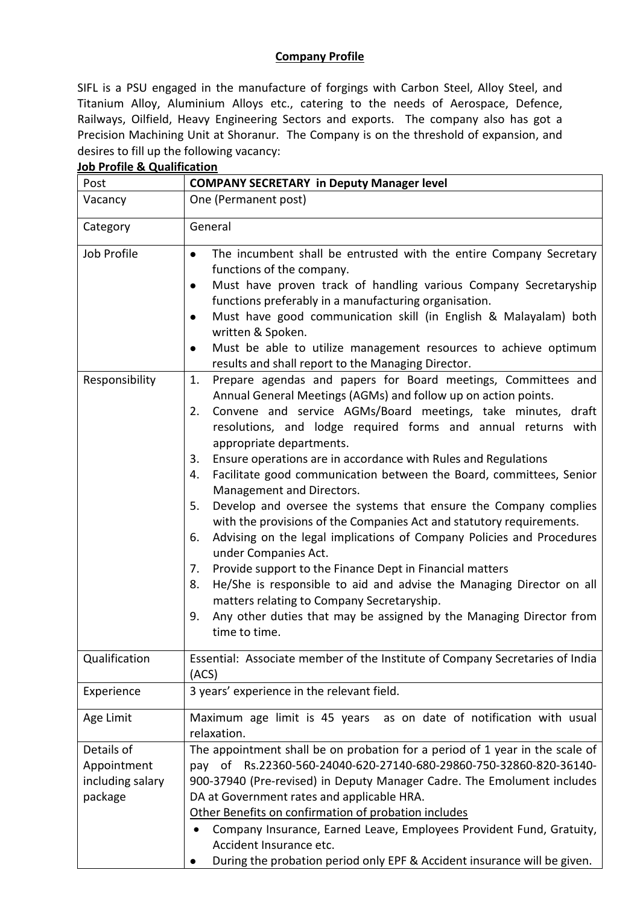## Company Profile

SIFL is a PSU engaged in the manufacture of forgings with Carbon Steel, Alloy Steel, and Titanium Alloy, Aluminium Alloys etc., catering to the needs of Aerospace, Defence, Railways, Oilfield, Heavy Engineering Sectors and exports. The company also has got a Precision Machining Unit at Shoranur. The Company is on the threshold of expansion, and desires to fill up the following vacancy:

**Job Profile & Qualification**

| Post | **COMPANY SECRETARY in Deputy Manager level** |
|---|---|
| Vacancy | One (Permanent post) |
| Category | General |
| Job Profile | • The incumbent shall be entrusted with the entire Company Secretary functions of the company.<br>• Must have proven track of handling various Company Secretaryship functions preferably in a manufacturing organisation.<br>• Must have good communication skill (in English & Malayalam) both written & Spoken.<br>• Must be able to utilize management resources to achieve optimum results and shall report to the Managing Director. |
| Responsibility | 1. Prepare agendas and papers for Board meetings, Committees and Annual General Meetings (AGMs) and follow up on action points.<br>2. Convene and service AGMs/Board meetings, take minutes, draft resolutions, and lodge required forms and annual returns with appropriate departments.<br>3. Ensure operations are in accordance with Rules and Regulations<br>4. Facilitate good communication between the Board, committees, Senior Management and Directors.<br>5. Develop and oversee the systems that ensure the Company complies with the provisions of the Companies Act and statutory requirements.<br>6. Advising on the legal implications of Company Policies and Procedures under Companies Act.<br>7. Provide support to the Finance Dept in Financial matters<br>8. He/She is responsible to aid and advise the Managing Director on all matters relating to Company Secretaryship.<br>9. Any other duties that may be assigned by the Managing Director from time to time. |
| Qualification | Essential: Associate member of the Institute of Company Secretaries of India (ACS) |
| Experience | 3 years' experience in the relevant field. |
| Age Limit | Maximum age limit is 45 years as on date of notification with usual relaxation. |
| Details of Appointment including salary package | The appointment shall be on probation for a period of 1 year in the scale of pay of Rs.22360-560-24040-620-27140-680-29860-750-32860-820-36140-900-37940 (Pre-revised) in Deputy Manager Cadre. The Emolument includes DA at Government rates and applicable HRA.<br>Other Benefits on confirmation of probation includes<br>• Company Insurance, Earned Leave, Employees Provident Fund, Gratuity, Accident Insurance etc.<br>• During the probation period only EPF & Accident insurance will be given. |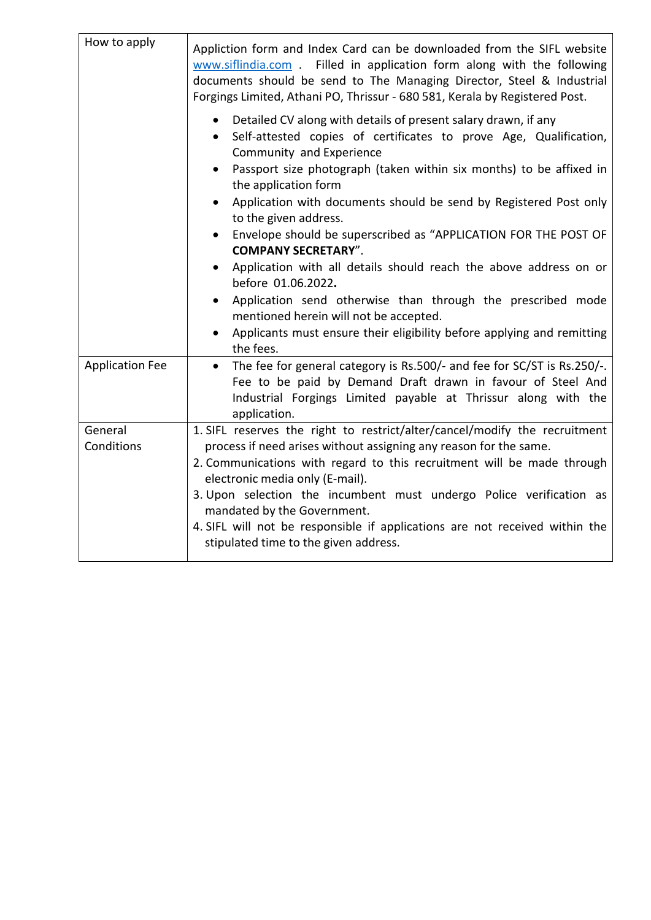| | |
|---|---|
| How to apply | Appliction form and Index Card can be downloaded from the SIFL website [www.siflindia.com](http://www.siflindia.com) . Filled in application form along with the following documents should be send to The Managing Director, Steel & Industrial Forgings Limited, Athani PO, Thrissur - 680 581, Kerala by Registered Post.<br><br>• Detailed CV along with details of present salary drawn, if any<br>• Self-attested copies of certificates to prove Age, Qualification, Community and Experience<br>• Passport size photograph (taken within six months) to be affixed in the application form<br>• Application with documents should be send by Registered Post only to the given address.<br>• Envelope should be superscribed as "APPLICATION FOR THE POST OF **COMPANY SECRETARY**".<br>• Application with all details should reach the above address on or before 01.06.2022**.**<br>• Application send otherwise than through the prescribed mode mentioned herein will not be accepted.<br>• Applicants must ensure their eligibility before applying and remitting the fees. |
| Application Fee | • The fee for general category is Rs.500/- and fee for SC/ST is Rs.250/-. Fee to be paid by Demand Draft drawn in favour of Steel And Industrial Forgings Limited payable at Thrissur along with the application. |
| General Conditions | 1. SIFL reserves the right to restrict/alter/cancel/modify the recruitment process if need arises without assigning any reason for the same.<br>2. Communications with regard to this recruitment will be made through electronic media only (E-mail).<br>3. Upon selection the incumbent must undergo Police verification as mandated by the Government.<br>4. SIFL will not be responsible if applications are not received within the stipulated time to the given address. |